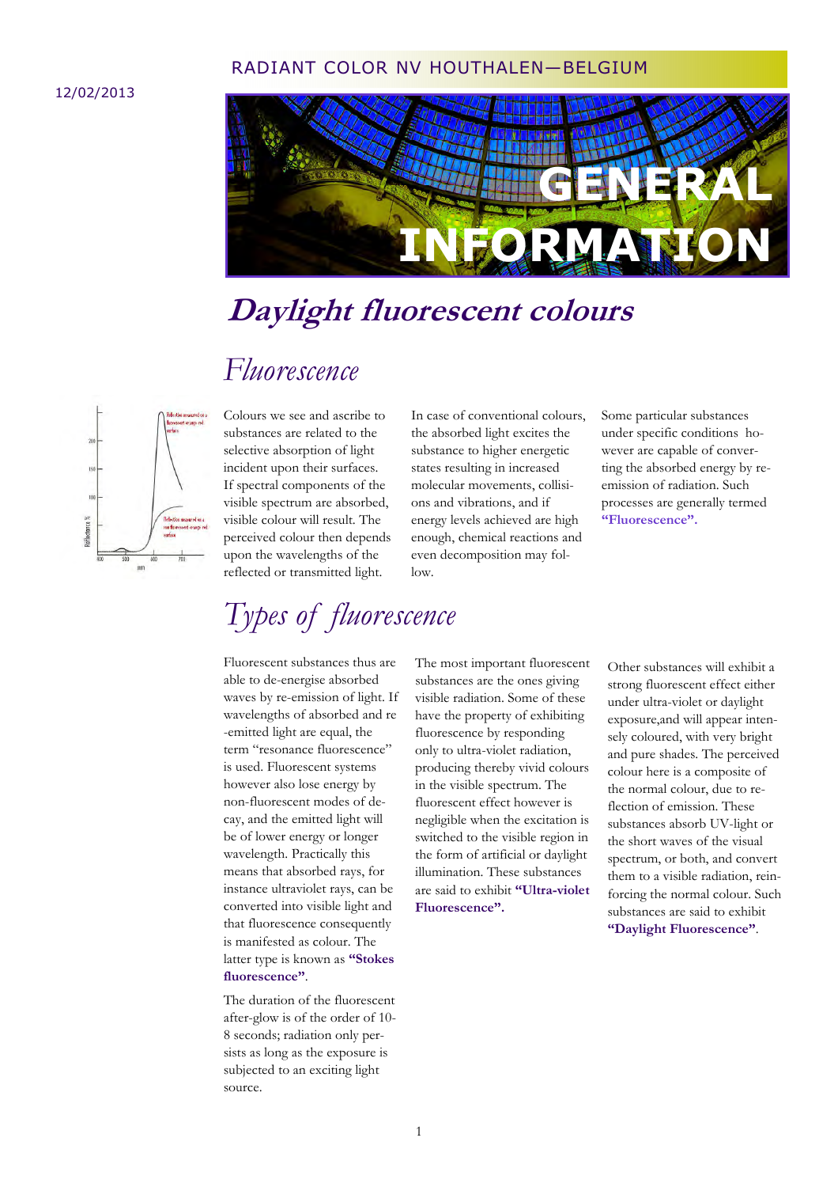RADIANT COLOR NV HOUTHALEN—BELGIUM

12/02/2013

# GENERAL INFORMATION

# *Daylight fluorescent colours*

## *Fluorescence*

Colours we see and ascribe to substances are related to the selective absorption of light incident upon their surfaces. If spectral components of the visible spectrum are absorbed, visible colour will result. The perceived colour then depends upon the wavelengths of the reflected or transmitted light.

In case of conventional colours, the absorbed light excites the substance to higher energetic states resulting in increased molecular movements, collisions and vibrations, and if energy levels achieved are high enough, chemical reactions and even decomposition may follow.

Some particular substances under specific conditions however are capable of converting the absorbed energy by re-emission of radiation. Such processes are generally termed **"Fluorescence".**

## *Types of fluorescence*

Fluorescent substances thus are able to de-energise absorbed waves by re-emission of light. If wavelengths of absorbed and re-emitted light are equal, the term "resonance fluorescence" is used. Fluorescent systems however also lose energy by non-fluorescent modes of decay, and the emitted light will be of lower energy or longer wavelength. Practically this means that absorbed rays, for instance ultraviolet rays, can be converted into visible light and that fluorescence consequently is manifested as colour. The latter type is known as **"Stokes fluorescence"**.

The duration of the fluorescent after-glow is of the order of 10-8 seconds; radiation only persists as long as the exposure is subjected to an exciting light source.

The most important fluorescent substances are the ones giving visible radiation. Some of these have the property of exhibiting fluorescence by responding only to ultra-violet radiation, producing thereby vivid colours in the visible spectrum. The fluorescent effect however is negligible when the excitation is switched to the visible region in the form of artificial or daylight illumination. These substances are said to exhibit **"Ultra-violet Fluorescence".**

Other substances will exhibit a strong fluorescent effect either under ultra-violet or daylight exposure,and will appear intensely coloured, with very bright and pure shades. The perceived colour here is a composite of the normal colour, due to reflection of emission. These substances absorb UV-light or the short waves of the visual spectrum, or both, and convert them to a visible radiation, reinforcing the normal colour. Such substances are said to exhibit **"Daylight Fluorescence"**.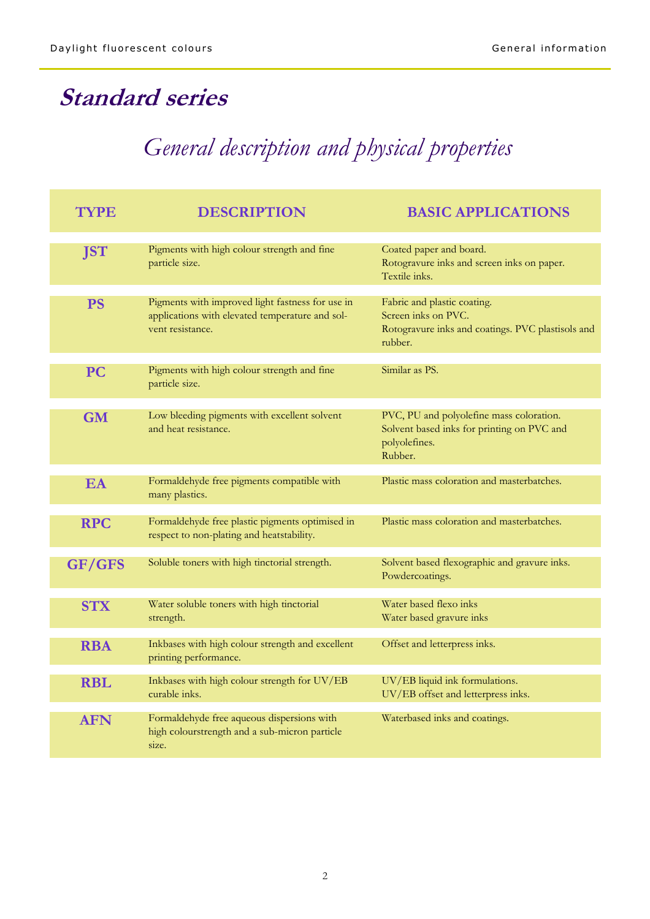# *Standard series*

## *General description and physical properties*

| TYPE | DESCRIPTION | BASIC APPLICATIONS |
|---|---|---|
| **JST** | Pigments with high colour strength and fine particle size. | Coated paper and board.<br>Rotogravure inks and screen inks on paper.<br>Textile inks. |
| **PS** | Pigments with improved light fastness for use in applications with elevated temperature and solvent resistance. | Fabric and plastic coating.<br>Screen inks on PVC.<br>Rotogravure inks and coatings. PVC plastisols and rubber. |
| **PC** | Pigments with high colour strength and fine particle size. | Similar as PS. |
| **GM** | Low bleeding pigments with excellent solvent and heat resistance. | PVC, PU and polyolefine mass coloration.<br>Solvent based inks for printing on PVC and polyolefines.<br>Rubber. |
| **EA** | Formaldehyde free pigments compatible with many plastics. | Plastic mass coloration and masterbatches. |
| **RPC** | Formaldehyde free plastic pigments optimised in respect to non-plating and heatstability. | Plastic mass coloration and masterbatches. |
| **GF/GFS** | Soluble toners with high tinctorial strength. | Solvent based flexographic and gravure inks.<br>Powdercoatings. |
| **STX** | Water soluble toners with high tinctorial strength. | Water based flexo inks<br>Water based gravure inks |
| **RBA** | Inkbases with high colour strength and excellent printing performance. | Offset and letterpress inks. |
| **RBL** | Inkbases with high colour strength for UV/EB curable inks. | UV/EB liquid ink formulations.<br>UV/EB offset and letterpress inks. |
| **AFN** | Formaldehyde free aqueous dispersions with high colourstrength and a sub-micron particle size. | Waterbased inks and coatings. |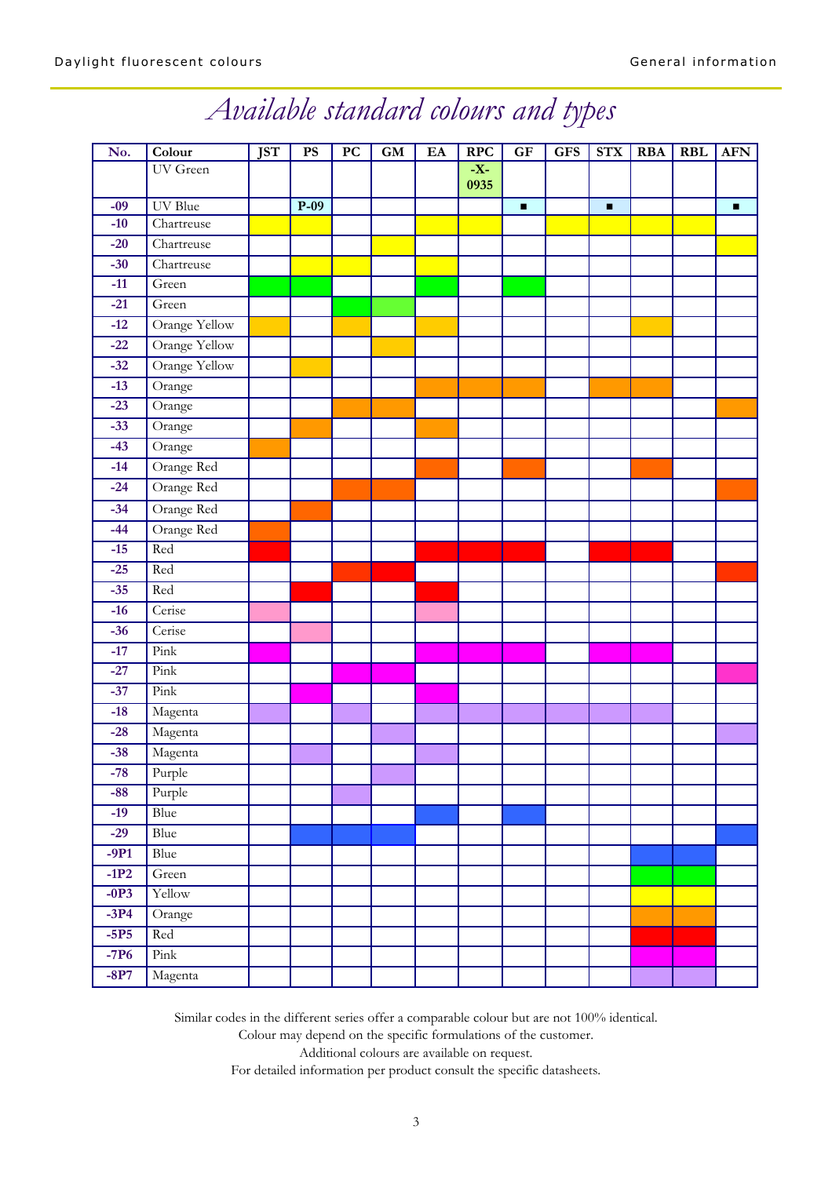# Available standard colours and types

| No. | Colour | JST | PS | PC | GM | EA | RPC | GF | GFS | STX | RBA | RBL | AFN |
|---|---|---|---|---|---|---|---|---|---|---|---|---|---|
| | UV Green | | | | | | -X-0935 | | | | | | |
| -09 | UV Blue | | P-09 | | | | | ■ | | ■ | | | ■ |
| -10 | Chartreuse | ■ | ■ | | | ■ | ■ | | ■ | ■ | ■ | ■ | |
| -20 | Chartreuse | | | | ■ | | | | | | | | ■ |
| -30 | Chartreuse | | ■ | ■ | | ■ | | | | | | | |
| -11 | Green | ■ | ■ | | | ■ | | ■ | | | | | |
| -21 | Green | | | ■ | ■ | | | | | | | | |
| -12 | Orange Yellow | ■ | | ■ | | ■ | | | | | ■ | | |
| -22 | Orange Yellow | | | | ■ | | | | | | | | |
| -32 | Orange Yellow | | ■ | | | | | | | | | | |
| -13 | Orange | | | | | ■ | ■ | ■ | | ■ | ■ | | |
| -23 | Orange | | | ■ | ■ | | | | | | | | ■ |
| -33 | Orange | | ■ | | | ■ | | | | | | | |
| -43 | Orange | ■ | | | | | | | | | | | |
| -14 | Orange Red | | | | | ■ | | ■ | | | ■ | | |
| -24 | Orange Red | | | ■ | ■ | | | | | | | | ■ |
| -34 | Orange Red | | ■ | | | | | | | | | | |
| -44 | Orange Red | ■ | | | | | | | | | | | |
| -15 | Red | ■ | | | | ■ | ■ | ■ | | ■ | ■ | | |
| -25 | Red | | | ■ | ■ | | | | | | | | ■ |
| -35 | Red | | ■ | | | ■ | | | | | | | |
| -16 | Cerise | ■ | | | | ■ | | | | | | | |
| -36 | Cerise | | ■ | | | | | | | | | | |
| -17 | Pink | ■ | | | | ■ | ■ | ■ | | ■ | ■ | | |
| -27 | Pink | | | ■ | ■ | | | | | | | | ■ |
| -37 | Pink | | ■ | | | ■ | | | | | | | |
| -18 | Magenta | ■ | | ■ | | ■ | ■ | ■ | ■ | ■ | ■ | | |
| -28 | Magenta | | | | ■ | | | | | | | | ■ |
| -38 | Magenta | | ■ | | | ■ | | | | | | | |
| -78 | Purple | | | | ■ | | | | | | | | |
| -88 | Purple | | | ■ | | | | | | | | | |
| -19 | Blue | | | | | ■ | | ■ | | | | | |
| -29 | Blue | | ■ | ■ | ■ | | | | | | | | ■ |
| -9P1 | Blue | | | | | | | | | | ■ | ■ | |
| -1P2 | Green | | | | | | | | | | ■ | ■ | |
| -0P3 | Yellow | | | | | | | | | | ■ | ■ | |
| -3P4 | Orange | | | | | | | | | | ■ | ■ | |
| -5P5 | Red | | | | | | | | | | ■ | ■ | |
| -7P6 | Pink | | | | | | | | | | ■ | ■ | |
| -8P7 | Magenta | | | | | | | | | | ■ | ■ | |

Similar codes in the different series offer a comparable colour but are not 100% identical.
Colour may depend on the specific formulations of the customer.
Additional colours are available on request.
For detailed information per product consult the specific datasheets.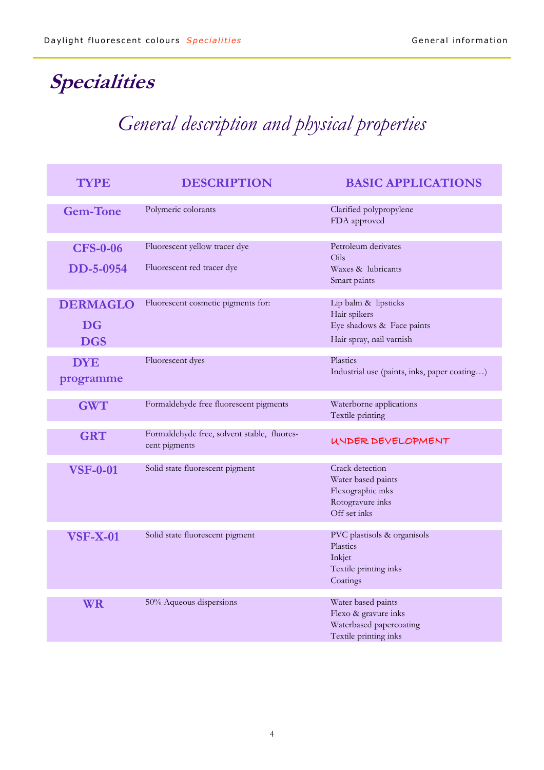# *Specialities*

## *General description and physical properties*

| TYPE | DESCRIPTION | BASIC APPLICATIONS |
|---|---|---|
| **Gem-Tone** | Polymeric colorants | Clarified polypropylene<br>FDA approved |
| **CFS-0-06**<br>**DD-5-0954** | Fluorescent yellow tracer dye<br>Fluorescent red tracer dye | Petroleum derivates<br>Oils<br>Waxes & lubricants<br>Smart paints |
| **DERMAGLO**<br>**DG**<br>**DGS** | Fluorescent cosmetic pigments for: | Lip balm & lipsticks<br>Hair spikers<br>Eye shadows & Face paints<br>Hair spray, nail varnish |
| **DYE programme** | Fluorescent dyes | Plastics<br>Industrial use (paints, inks, paper coating…) |
| **GWT** | Formaldehyde free fluorescent pigments | Waterborne applications<br>Textile printing |
| **GRT** | Formaldehyde free, solvent stable, fluorescent pigments | UNDER DEVELOPMENT |
| **VSF-0-01** | Solid state fluorescent pigment | Crack detection<br>Water based paints<br>Flexographic inks<br>Rotogravure inks<br>Off set inks |
| **VSF-X-01** | Solid state fluorescent pigment | PVC plastisols & organisols<br>Plastics<br>Inkjet<br>Textile printing inks<br>Coatings |
| **WR** | 50% Aqueous dispersions | Water based paints<br>Flexo & gravure inks<br>Waterbased papercoating<br>Textile printing inks |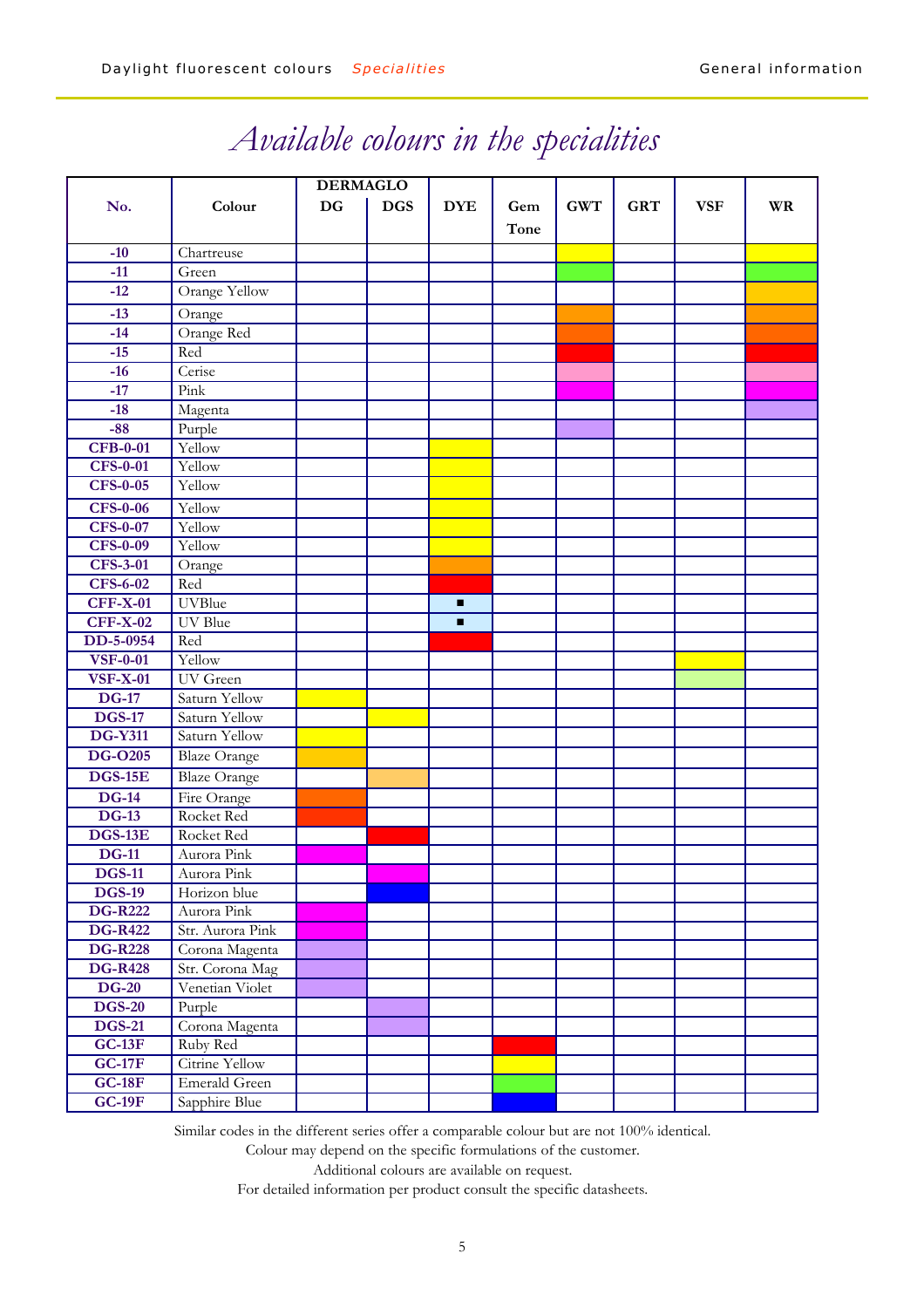# *Available colours in the specialities*

| No. | Colour | DERMAGLO | | DYE | Gem Tone | GWT | GRT | VSF | WR |
|---|---|---|---|---|---|---|---|---|---|
| | | DG | DGS | | | | | | |
| **-10** | Chartreuse | | | | | ● | | | ● |
| **-11** | Green | | | | | ● | | | ● |
| **-12** | Orange Yellow | | | | | | | | ● |
| **-13** | Orange | | | | | ● | | | ● |
| **-14** | Orange Red | | | | | ● | | | ● |
| **-15** | Red | | | | | ● | | | ● |
| **-16** | Cerise | | | | | ● | | | ● |
| **-17** | Pink | | | | | ● | | | ● |
| **-18** | Magenta | | | | | | | | ● |
| **-88** | Purple | | | | | ● | | | |
| **CFB-0-01** | Yellow | | | ● | | | | | |
| **CFS-0-01** | Yellow | | | ● | | | | | |
| **CFS-0-05** | Yellow | | | ● | | | | | |
| **CFS-0-06** | Yellow | | | ● | | | | | |
| **CFS-0-07** | Yellow | | | ● | | | | | |
| **CFS-0-09** | Yellow | | | ● | | | | | |
| **CFS-3-01** | Orange | | | ● | | | | | |
| **CFS-6-02** | Red | | | ● | | | | | |
| **CFF-X-01** | UVBlue | | | ■ | | | | | |
| **CFF-X-02** | UV Blue | | | ■ | | | | | |
| **DD-5-0954** | Red | | | ● | | | | | |
| **VSF-0-01** | Yellow | | | | | | | ● | |
| **VSF-X-01** | UV Green | | | | | | | ● | |
| **DG-17** | Saturn Yellow | ● | | | | | | | |
| **DGS-17** | Saturn Yellow | | ● | | | | | | |
| **DG-Y311** | Saturn Yellow | ● | | | | | | | |
| **DG-O205** | Blaze Orange | ● | | | | | | | |
| **DGS-15E** | Blaze Orange | | ● | | | | | | |
| **DG-14** | Fire Orange | ● | | | | | | | |
| **DG-13** | Rocket Red | ● | | | | | | | |
| **DGS-13E** | Rocket Red | | ● | | | | | | |
| **DG-11** | Aurora Pink | ● | | | | | | | |
| **DGS-11** | Aurora Pink | | ● | | | | | | |
| **DGS-19** | Horizon blue | | ● | | | | | | |
| **DG-R222** | Aurora Pink | ● | | | | | | | |
| **DG-R422** | Str. Aurora Pink | ● | | | | | | | |
| **DG-R228** | Corona Magenta | ● | | | | | | | |
| **DG-R428** | Str. Corona Mag | ● | | | | | | | |
| **DG-20** | Venetian Violet | ● | | | | | | | |
| **DGS-20** | Purple | | ● | | | | | | |
| **DGS-21** | Corona Magenta | | ● | | | | | | |
| **GC-13F** | Ruby Red | | | | ● | | | | |
| **GC-17F** | Citrine Yellow | | | | ● | | | | |
| **GC-18F** | Emerald Green | | | | ● | | | | |
| **GC-19F** | Sapphire Blue | | | | ● | | | | |

Similar codes in the different series offer a comparable colour but are not 100% identical.
Colour may depend on the specific formulations of the customer.
Additional colours are available on request.
For detailed information per product consult the specific datasheets.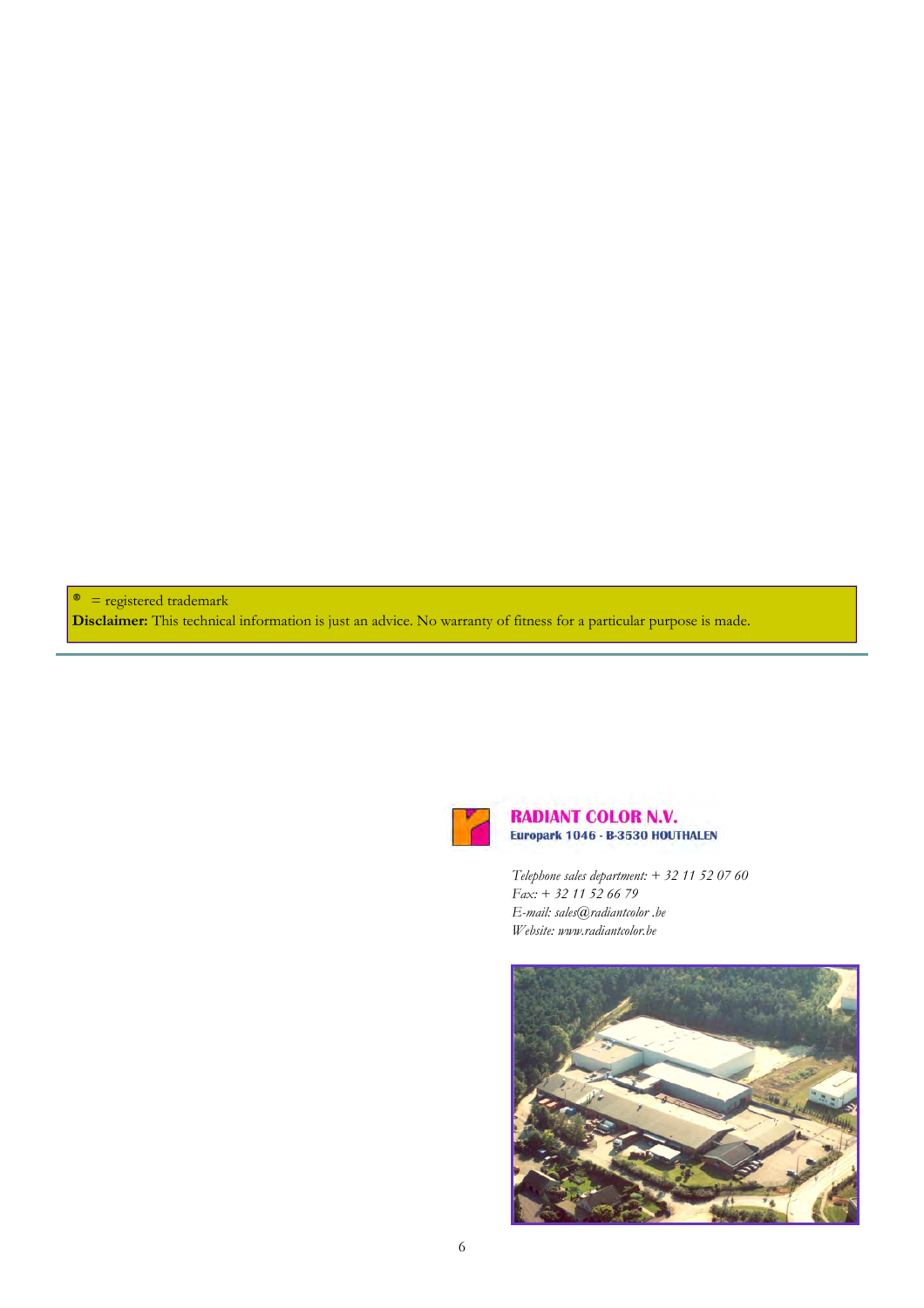® = registered trademark

**Disclaimer:** This technical information is just an advice. No warranty of fitness for a particular purpose is made.

**RADIANT COLOR N.V.**
**Europark 1046 - B-3530 HOUTHALEN**

*Telephone sales department: + 32 11 52 07 60*
*Fax: + 32 11 52 66 79*
*E-mail: sales@radiantcolor .be*
*Website: www.radiantcolor.be*